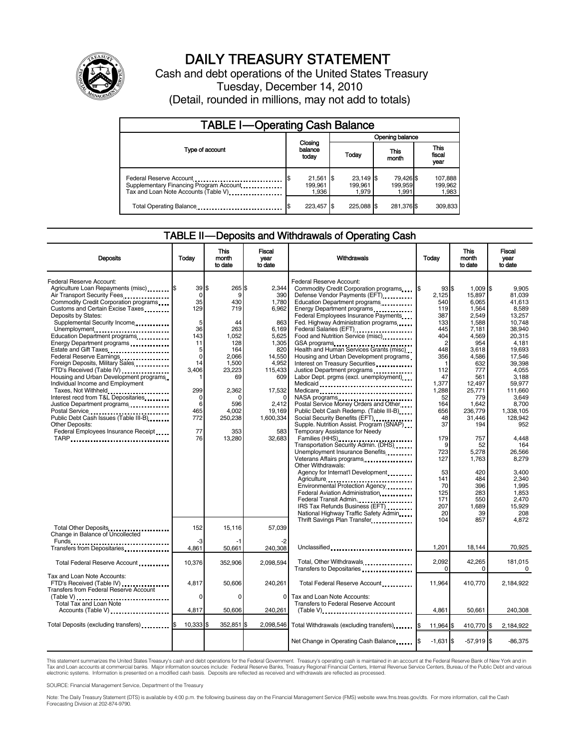# DAILY TREASURY STATEMENT

Cash and debt operations of the United States Treasury

Tuesday, December 14, 2010

(Detail, rounded in millions, may not add to totals)

## TABLE I—Operating Cash Balance

| Type of account | Closing balance today | Opening balance Today | Opening balance This month | Opening balance This fiscal year |
|---|---|---|---|---|
| Federal Reserve Account | $ 21,561 | $ 23,149 | $ 79,426 | $ 107,888 |
| Supplementary Financing Program Account | 199,961 | 199,961 | 199,959 | 199,962 |
| Tax and Loan Note Accounts (Table V) | 1,936 | 1,979 | 1,991 | 1,983 |
| Total Operating Balance | $ 223,457 | $ 225,088 | $ 281,376 | $ 309,833 |

## TABLE II—Deposits and Withdrawals of Operating Cash

| Deposits | Today | This month to date | Fiscal year to date |
|---|---|---|---|
| Federal Reserve Account: | | | |
| Agriculture Loan Repayments (misc) | $ 39 | $ 265 | $ 2,344 |
| Air Transport Security Fees | 0 | 9 | 390 |
| Commodity Credit Corporation programs | 35 | 430 | 1,780 |
| Customs and Certain Excise Taxes | 129 | 719 | 6,962 |
| Deposits by States: | | | |
| Supplemental Security Income | 5 | 44 | 863 |
| Unemployment | 36 | 263 | 6,169 |
| Education Department programs | 143 | 1,052 | 5,625 |
| Energy Department programs | 11 | 128 | 1,305 |
| Estate and Gift Taxes | 5 | 164 | 820 |
| Federal Reserve Earnings | 0 | 2,066 | 14,550 |
| Foreign Deposits, Military Sales | 14 | 1,500 | 4,952 |
| FTD's Received (Table IV) | 3,406 | 23,223 | 115,433 |
| Housing and Urban Development programs | 1 | 69 | 609 |
| Individual Income and Employment Taxes, Not Withheld | 299 | 2,362 | 17,532 |
| Interest recd from T&L Depositaries | 0 | 0 | 0 |
| Justice Department programs | 6 | 596 | 2,412 |
| Postal Service | 465 | 4,002 | 19,169 |
| Public Debt Cash Issues (Table III-B) | 772 | 250,238 | 1,600,334 |
| Other Deposits: | | | |
| Federal Employees Insurance Receipt | 77 | 353 | 583 |
| TARP | 76 | 13,280 | 32,683 |
| Total Other Deposits | 152 | 15,116 | 57,039 |
| Change in Balance of Uncollected Funds | -3 | -1 | -2 |
| Transfers from Depositaries | 4,861 | 50,661 | 240,308 |
| Total Federal Reserve Account | 10,376 | 352,906 | 2,098,594 |
| Tax and Loan Note Accounts: | | | |
| FTD's Received (Table IV) | 4,817 | 50,606 | 240,261 |
| Transfers from Federal Reserve Account (Table V) | 0 | 0 | 0 |
| Total Tax and Loan Note Accounts (Table V) | 4,817 | 50,606 | 240,261 |
| Total Deposits (excluding transfers) | $ 10,333 | $ 352,851 | $ 2,098,546 |

| Withdrawals | Today | This month to date | Fiscal year to date |
|---|---|---|---|
| Federal Reserve Account: | | | |
| Commodity Credit Corporation programs | $ 93 | $ 1,009 | $ 9,905 |
| Defense Vendor Payments (EFT) | 2,125 | 15,897 | 81,039 |
| Education Department programs | 540 | 6,065 | 41,613 |
| Energy Department programs | 119 | 1,564 | 8,589 |
| Federal Employees Insurance Payments | 387 | 2,549 | 13,257 |
| Fed. Highway Administration programs | 133 | 1,588 | 10,748 |
| Federal Salaries (EFT) | 445 | 7,181 | 38,940 |
| Food and Nutrition Service (misc) | 404 | 4,569 | 20,315 |
| GSA programs | 2 | 954 | 4,181 |
| Health and Human Services Grants (misc) | 448 | 3,618 | 19,693 |
| Housing and Urban Development programs | 356 | 4,586 | 17,546 |
| Interest on Treasury Securities | 1 | 632 | 39,398 |
| Justice Department programs | 112 | 777 | 4,055 |
| Labor Dept. prgms (excl. unemployment) | 47 | 561 | 3,188 |
| Medicaid | 1,377 | 12,497 | 59,977 |
| Medicare | 1,288 | 25,771 | 111,660 |
| NASA programs | 52 | 779 | 3,649 |
| Postal Service Money Orders and Other | 164 | 1,642 | 8,700 |
| Public Debt Cash Redemp. (Table III-B) | 656 | 236,779 | 1,338,105 |
| Social Security Benefits (EFT) | 48 | 31,446 | 128,942 |
| Supple. Nutrition Assist. Program (SNAP) | 37 | 194 | 952 |
| Temporary Assistance for Needy Families (HHS) | 179 | 757 | 4,448 |
| Transportation Security Admin. (DHS) | 9 | 52 | 164 |
| Unemployment Insurance Benefits | 723 | 5,278 | 26,566 |
| Veterans Affairs programs | 127 | 1,763 | 8,279 |
| Other Withdrawals: | | | |
| Agency for Internat'l Development | 53 | 420 | 3,400 |
| Agriculture | 141 | 484 | 2,340 |
| Environmental Protection Agency | 70 | 396 | 1,995 |
| Federal Aviation Administration | 125 | 283 | 1,853 |
| Federal Transit Admin. | 171 | 550 | 2,470 |
| IRS Tax Refunds Business (EFT) | 207 | 1,689 | 15,929 |
| National Highway Traffic Safety Admin | 20 | 39 | 208 |
| Thrift Savings Plan Transfer | 104 | 857 | 4,872 |
| Unclassified | 1,201 | 18,144 | 70,925 |
| Total, Other Withdrawals | 2,092 | 42,265 | 181,015 |
| Transfers to Depositaries | 0 | 0 | 0 |
| Total Federal Reserve Account | 11,964 | 410,770 | 2,184,922 |
| Tax and Loan Note Accounts: | | | |
| Transfers to Federal Reserve Account (Table V) | 4,861 | 50,661 | 240,308 |
| Total Withdrawals (excluding transfers) | $ 11,964 | $ 410,770 | $ 2,184,922 |
| Net Change in Operating Cash Balance | $ -1,631 | $ -57,919 | $ -86,375 |

This statement summarizes the United States Treasury's cash and debt operations for the Federal Government. Treasury's operating cash is maintained in an account at the Federal Reserve Bank of New York and in Tax and Loan accounts at commercial banks. Major information sources include: Federal Reserve Banks, Treasury Regional Financial Centers, Internal Revenue Service Centers, Bureau of the Public Debt and various electronic systems. Information is presented on a modified cash basis. Deposits are reflected as received and withdrawals are reflected as processed.

SOURCE: Financial Management Service, Department of the Treasury

Note: The Daily Treasury Statement (DTS) is available by 4:00 p.m. the following business day on the Financial Management Service (FMS) website www.fms.treas.gov/dts. For more information, call the Cash Forecasting Division at 202-874-9790.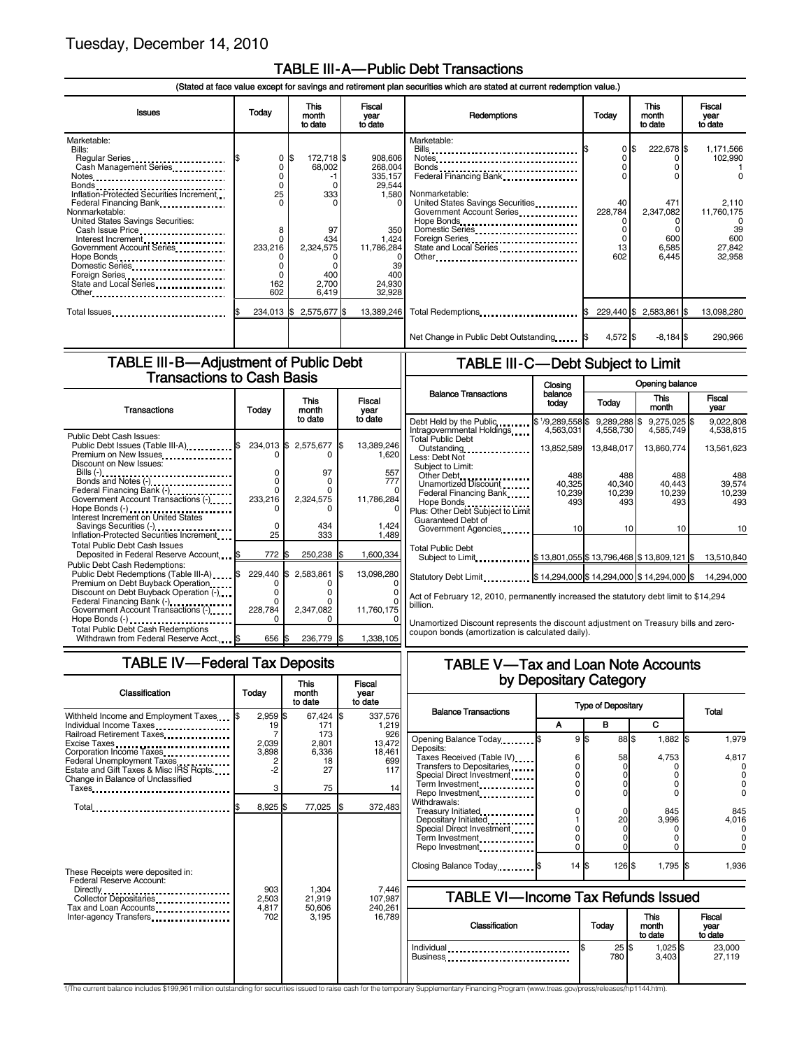Tuesday, December 14, 2010

## TABLE III-A—Public Debt Transactions

(Stated at face value except for savings and retirement plan securities which are stated at current redemption value.)

| Issues | Today | This month to date | Fiscal year to date |
|---|---|---|---|
| Marketable: | | | |
| Bills: | | | |
| Regular Series | $ 0 | $ 172,718 | $ 908,606 |
| Cash Management Series | 0 | 68,002 | 268,004 |
| Notes | 0 | -1 | 335,157 |
| Bonds | 0 | 0 | 29,544 |
| Inflation-Protected Securities Increment | 25 | 333 | 1,580 |
| Federal Financing Bank | 0 | 0 | 0 |
| Nonmarketable: | | | |
| United States Savings Securities: | | | |
| Cash Issue Price | 8 | 97 | 350 |
| Interest Increment | 0 | 434 | 1,424 |
| Government Account Series | 233,216 | 2,324,575 | 11,786,284 |
| Hope Bonds | 0 | 0 | 0 |
| Domestic Series | 0 | 0 | 39 |
| Foreign Series | 0 | 400 | 400 |
| State and Local Series | 162 | 2,700 | 24,930 |
| Other | 602 | 6,419 | 32,928 |
| Total Issues | $ 234,013 | $ 2,575,677 | $ 13,389,246 |

| Redemptions | Today | This month to date | Fiscal year to date |
|---|---|---|---|
| Marketable: | | | |
| Bills | $ 0 | $ 222,678 | $ 1,171,566 |
| Notes | 0 | 0 | 102,990 |
| Bonds | 0 | 0 | 1 |
| Federal Financing Bank | 0 | 0 | 0 |
| Nonmarketable: | | | |
| United States Savings Securities | 40 | 471 | 2,110 |
| Government Account Series | 228,784 | 2,347,082 | 11,760,175 |
| Hope Bonds | 0 | 0 | 0 |
| Domestic Series | 0 | 0 | 39 |
| Foreign Series | 0 | 600 | 600 |
| State and Local Series | 13 | 6,585 | 27,842 |
| Other | 602 | 6,445 | 32,958 |
| Total Redemptions | $ 229,440 | $ 2,583,861 | $ 13,098,280 |
| Net Change in Public Debt Outstanding | $ 4,572 | $ -8,184 | $ 290,966 |

## TABLE III-B—Adjustment of Public Debt Transactions to Cash Basis

| Transactions | Today | This month to date | Fiscal year to date |
|---|---|---|---|
| Public Debt Cash Issues: | | | |
| Public Debt Issues (Table III-A) | $ 234,013 | $ 2,575,677 | $ 13,389,246 |
| Premium on New Issues | 0 | 0 | 1,620 |
| Discount on New Issues: | | | |
| Bills (-) | 0 | 97 | 557 |
| Bonds and Notes (-) | 0 | 0 | 777 |
| Federal Financing Bank (-) | 0 | 0 | 0 |
| Government Account Transactions (-) | 233,216 | 2,324,575 | 11,786,284 |
| Hope Bonds (-) | 0 | 0 | 0 |
| Interest Increment on United States Savings Securities (-) | 0 | 434 | 1,424 |
| Inflation-Protected Securities Increment | 25 | 333 | 1,489 |
| Total Public Debt Cash Issues Deposited in Federal Reserve Account | $ 772 | $ 250,238 | $ 1,600,334 |
| Public Debt Cash Redemptions: | | | |
| Public Debt Redemptions (Table III-A) | $ 229,440 | $ 2,583,861 | $ 13,098,280 |
| Premium on Debt Buyback Operation | 0 | 0 | 0 |
| Discount on Debt Buyback Operation (-) | 0 | 0 | 0 |
| Federal Financing Bank (-) | 0 | 0 | 0 |
| Government Account Transactions (-) | 228,784 | 2,347,082 | 11,760,175 |
| Hope Bonds (-) | 0 | 0 | 0 |
| Total Public Debt Cash Redemptions Withdrawn from Federal Reserve Acct. | $ 656 | $ 236,779 | $ 1,338,105 |

## TABLE III-C—Debt Subject to Limit

| Balance Transactions | Closing balance today | Opening balance Today | Opening balance This month | Opening balance Fiscal year |
|---|---|---|---|---|
| Debt Held by the Public | $ [1]9,289,558 | $ 9,289,288 | $ 9,275,025 | $ 9,022,808 |
| Intragovernmental Holdings | 4,563,031 | 4,558,730 | 4,585,749 | 4,538,815 |
| Total Public Debt Outstanding | 13,852,589 | 13,848,017 | 13,860,774 | 13,561,623 |
| Less: Debt Not Subject to Limit: | | | | |
| Other Debt | 488 | 488 | 488 | 488 |
| Unamortized Discount | 40,325 | 40,340 | 40,443 | 39,574 |
| Federal Financing Bank | 10,239 | 10,239 | 10,239 | 10,239 |
| Hope Bonds | 493 | 493 | 493 | 493 |
| Plus: Other Debt Subject to Limit | | | | |
| Guaranteed Debt of Government Agencies | 10 | 10 | 10 | 10 |
| Total Public Debt Subject to Limit | $ 13,801,055 | $ 13,796,468 | $ 13,809,121 | $ 13,510,840 |
| Statutory Debt Limit | $ 14,294,000 | $ 14,294,000 | $ 14,294,000 | $ 14,294,000 |

Act of February 12, 2010, permanently increased the statutory debt limit to $14,294 billion.

Unamortized Discount represents the discount adjustment on Treasury bills and zero-coupon bonds (amortization is calculated daily).

## TABLE IV—Federal Tax Deposits

| Classification | Today | This month to date | Fiscal year to date |
|---|---|---|---|
| Withheld Income and Employment Taxes | $ 2,959 | $ 67,424 | $ 337,576 |
| Individual Income Taxes | 19 | 171 | 1,219 |
| Railroad Retirement Taxes | 7 | 173 | 926 |
| Excise Taxes | 2,039 | 2,801 | 13,472 |
| Corporation Income Taxes | 3,898 | 6,336 | 18,461 |
| Federal Unemployment Taxes | 2 | 18 | 699 |
| Estate and Gift Taxes & Misc IRS Rcpts. | -2 | 27 | 117 |
| Change in Balance of Unclassified Taxes | 3 | 75 | 14 |
| Total | $ 8,925 | $ 77,025 | $ 372,483 |
| These Receipts were deposited in: | | | |
| Federal Reserve Account: | | | |
| Directly | 903 | 1,304 | 7,446 |
| Collector Depositaries | 2,503 | 21,919 | 107,987 |
| Tax and Loan Accounts | 4,817 | 50,606 | 240,261 |
| Inter-agency Transfers | 702 | 3,195 | 16,789 |

## TABLE V—Tax and Loan Note Accounts by Depositary Category

| Balance Transactions | Type of Depositary A | B | C | Total |
|---|---|---|---|---|
| Opening Balance Today | $ 9 | $ 88 | $ 1,882 | $ 1,979 |
| Deposits: | | | | |
| Taxes Received (Table IV) | 6 | 58 | 4,753 | 4,817 |
| Transfers to Depositaries | 0 | 0 | 0 | 0 |
| Special Direct Investment | 0 | 0 | 0 | 0 |
| Term Investment | 0 | 0 | 0 | 0 |
| Repo Investment | 0 | 0 | 0 | 0 |
| Withdrawals: | | | | |
| Treasury Initiated | 0 | 0 | 845 | 845 |
| Depositary Initiated | 1 | 20 | 3,996 | 4,016 |
| Special Direct Investment | 0 | 0 | 0 | 0 |
| Term Investment | 0 | 0 | 0 | 0 |
| Repo Investment | 0 | 0 | 0 | 0 |
| Closing Balance Today | $ 14 | $ 126 | $ 1,795 | $ 1,936 |

## TABLE VI—Income Tax Refunds Issued

| Classification | Today | This month to date | Fiscal year to date |
|---|---|---|---|
| Individual | $ 25 | $ 1,025 | $ 23,000 |
| Business | 780 | 3,403 | 27,119 |

1/The current balance includes $199,961 million outstanding for securities issued to raise cash for the temporary Supplementary Financing Program (www.treas.gov/press/releases/hp1144.htm).